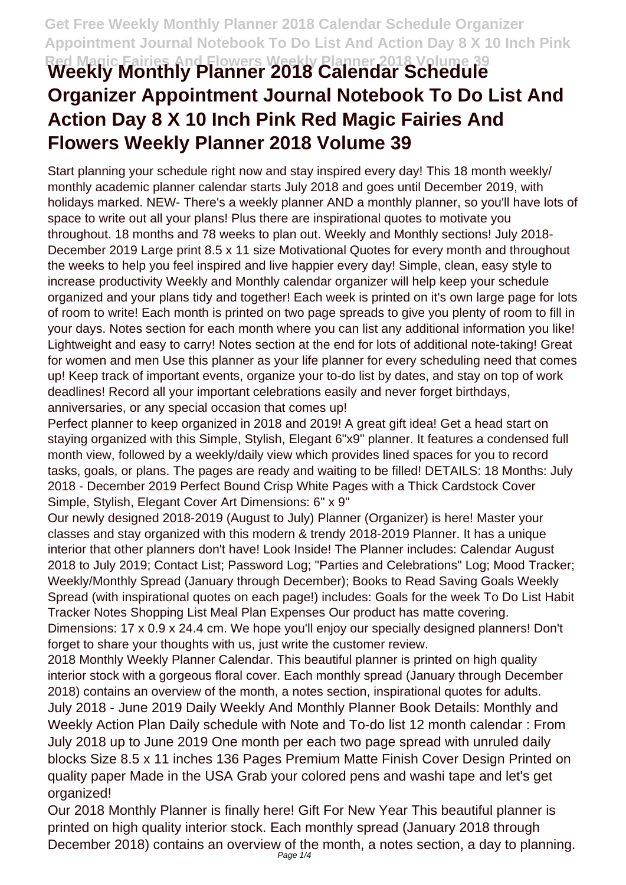# Weekly Monthly Planner 2018 Calendar Schedule Organizer Appointment Journal Notebook To Do List And Action Day 8 X 10 Inch Pink Red Magic Fairies And Flowers Weekly Planner 2018 Volume 39

Start planning your schedule right now and stay inspired every day! This 18 month weekly/ monthly academic planner calendar starts July 2018 and goes until December 2019, with holidays marked. NEW- There's a weekly planner AND a monthly planner, so you'll have lots of space to write out all your plans! Plus there are inspirational quotes to motivate you throughout. 18 months and 78 weeks to plan out. Weekly and Monthly sections! July 2018-December 2019 Large print 8.5 x 11 size Motivational Quotes for every month and throughout the weeks to help you feel inspired and live happier every day! Simple, clean, easy style to increase productivity Weekly and Monthly calendar organizer will help keep your schedule organized and your plans tidy and together! Each week is printed on it's own large page for lots of room to write! Each month is printed on two page spreads to give you plenty of room to fill in your days. Notes section for each month where you can list any additional information you like! Lightweight and easy to carry! Notes section at the end for lots of additional note-taking! Great for women and men Use this planner as your life planner for every scheduling need that comes up! Keep track of important events, organize your to-do list by dates, and stay on top of work deadlines! Record all your important celebrations easily and never forget birthdays, anniversaries, or any special occasion that comes up!

Perfect planner to keep organized in 2018 and 2019! A great gift idea! Get a head start on staying organized with this Simple, Stylish, Elegant 6"x9" planner. It features a condensed full month view, followed by a weekly/daily view which provides lined spaces for you to record tasks, goals, or plans. The pages are ready and waiting to be filled! DETAILS: 18 Months: July 2018 - December 2019 Perfect Bound Crisp White Pages with a Thick Cardstock Cover Simple, Stylish, Elegant Cover Art Dimensions: 6" x 9"

Our newly designed 2018-2019 (August to July) Planner (Organizer) is here! Master your classes and stay organized with this modern & trendy 2018-2019 Planner. It has a unique interior that other planners don't have! Look Inside! The Planner includes: Calendar August 2018 to July 2019; Contact List; Password Log; "Parties and Celebrations" Log; Mood Tracker; Weekly/Monthly Spread (January through December); Books to Read Saving Goals Weekly Spread (with inspirational quotes on each page!) includes: Goals for the week To Do List Habit Tracker Notes Shopping List Meal Plan Expenses Our product has matte covering. Dimensions: 17 x 0.9 x 24.4 cm. We hope you'll enjoy our specially designed planners! Don't forget to share your thoughts with us, just write the customer review.

2018 Monthly Weekly Planner Calendar. This beautiful planner is printed on high quality interior stock with a gorgeous floral cover. Each monthly spread (January through December 2018) contains an overview of the month, a notes section, inspirational quotes for adults.

July 2018 - June 2019 Daily Weekly And Monthly Planner Book Details: Monthly and Weekly Action Plan Daily schedule with Note and To-do list 12 month calendar : From July 2018 up to June 2019 One month per each two page spread with unruled daily blocks Size 8.5 x 11 inches 136 Pages Premium Matte Finish Cover Design Printed on quality paper Made in the USA Grab your colored pens and washi tape and let's get organized!

Our 2018 Monthly Planner is finally here! Gift For New Year This beautiful planner is printed on high quality interior stock. Each monthly spread (January 2018 through December 2018) contains an overview of the month, a notes section, a day to planning.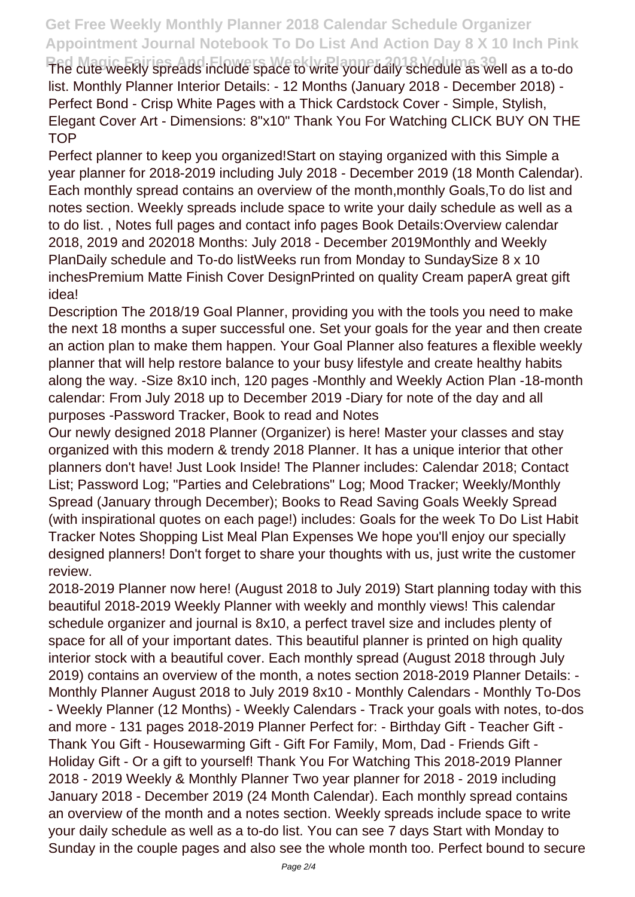The cute weekly spreads include space to write your daily schedule as well as a to-do list. Monthly Planner Interior Details: - 12 Months (January 2018 - December 2018) - Perfect Bond - Crisp White Pages with a Thick Cardstock Cover - Simple, Stylish, Elegant Cover Art - Dimensions: 8"x10" Thank You For Watching CLICK BUY ON THE TOP

Perfect planner to keep you organized!Start on staying organized with this Simple a year planner for 2018-2019 including July 2018 - December 2019 (18 Month Calendar). Each monthly spread contains an overview of the month,monthly Goals,To do list and notes section. Weekly spreads include space to write your daily schedule as well as a to do list. , Notes full pages and contact info pages Book Details:Overview calendar 2018, 2019 and 202018 Months: July 2018 - December 2019Monthly and Weekly PlanDaily schedule and To-do listWeeks run from Monday to SundaySize 8 x 10 inchesPremium Matte Finish Cover DesignPrinted on quality Cream paperA great gift idea!

Description The 2018/19 Goal Planner, providing you with the tools you need to make the next 18 months a super successful one. Set your goals for the year and then create an action plan to make them happen. Your Goal Planner also features a flexible weekly planner that will help restore balance to your busy lifestyle and create healthy habits along the way. -Size 8x10 inch, 120 pages -Monthly and Weekly Action Plan -18-month calendar: From July 2018 up to December 2019 -Diary for note of the day and all purposes -Password Tracker, Book to read and Notes

Our newly designed 2018 Planner (Organizer) is here! Master your classes and stay organized with this modern & trendy 2018 Planner. It has a unique interior that other planners don't have! Just Look Inside! The Planner includes: Calendar 2018; Contact List; Password Log; "Parties and Celebrations" Log; Mood Tracker; Weekly/Monthly Spread (January through December); Books to Read Saving Goals Weekly Spread (with inspirational quotes on each page!) includes: Goals for the week To Do List Habit Tracker Notes Shopping List Meal Plan Expenses We hope you'll enjoy our specially designed planners! Don't forget to share your thoughts with us, just write the customer review.

2018-2019 Planner now here! (August 2018 to July 2019) Start planning today with this beautiful 2018-2019 Weekly Planner with weekly and monthly views! This calendar schedule organizer and journal is 8x10, a perfect travel size and includes plenty of space for all of your important dates. This beautiful planner is printed on high quality interior stock with a beautiful cover. Each monthly spread (August 2018 through July 2019) contains an overview of the month, a notes section 2018-2019 Planner Details: - Monthly Planner August 2018 to July 2019 8x10 - Monthly Calendars - Monthly To-Dos - Weekly Planner (12 Months) - Weekly Calendars - Track your goals with notes, to-dos and more - 131 pages 2018-2019 Planner Perfect for: - Birthday Gift - Teacher Gift - Thank You Gift - Housewarming Gift - Gift For Family, Mom, Dad - Friends Gift - Holiday Gift - Or a gift to yourself! Thank You For Watching This 2018-2019 Planner 2018 - 2019 Weekly & Monthly Planner Two year planner for 2018 - 2019 including January 2018 - December 2019 (24 Month Calendar). Each monthly spread contains an overview of the month and a notes section. Weekly spreads include space to write your daily schedule as well as a to-do list. You can see 7 days Start with Monday to Sunday in the couple pages and also see the whole month too. Perfect bound to secure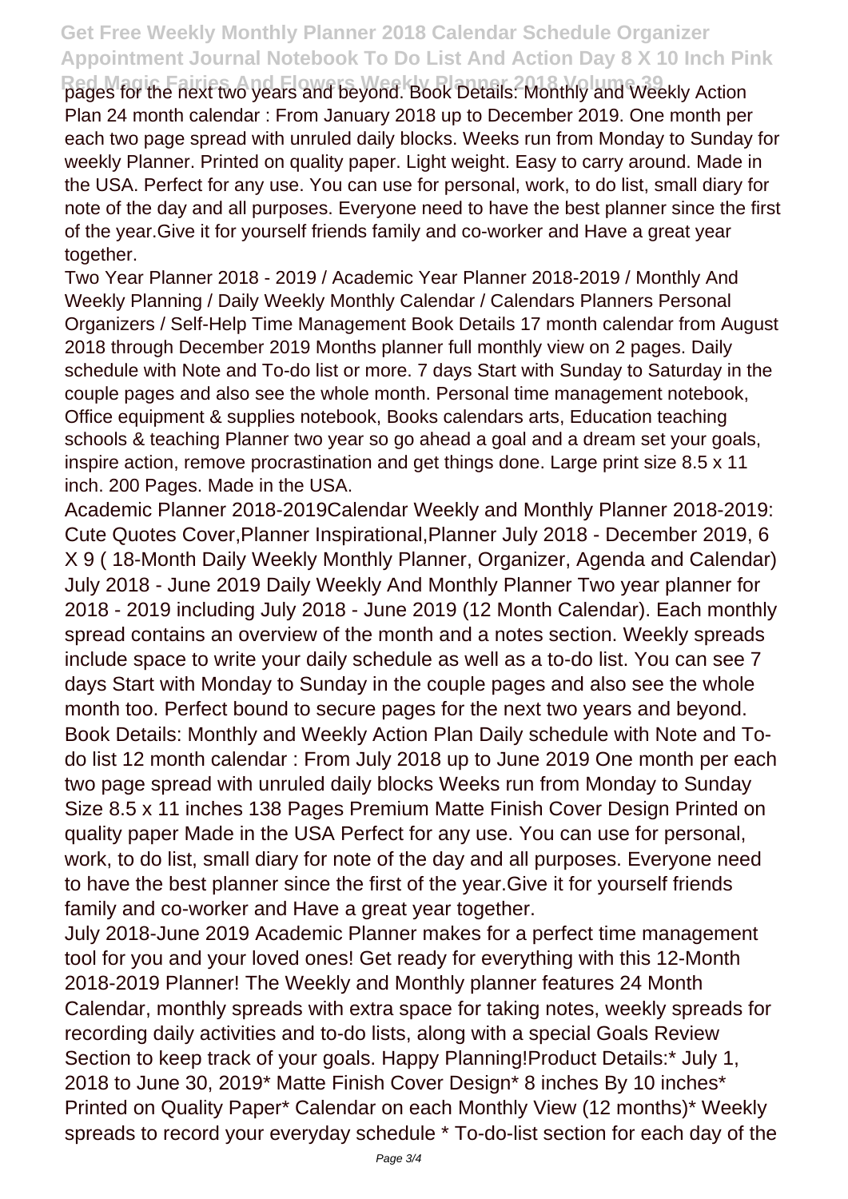pages for the next two years and beyond. Book Details: Monthly and Weekly Action Plan 24 month calendar : From January 2018 up to December 2019. One month per each two page spread with unruled daily blocks. Weeks run from Monday to Sunday for weekly Planner. Printed on quality paper. Light weight. Easy to carry around. Made in the USA. Perfect for any use. You can use for personal, work, to do list, small diary for note of the day and all purposes. Everyone need to have the best planner since the first of the year.Give it for yourself friends family and co-worker and Have a great year together.

Two Year Planner 2018 - 2019 / Academic Year Planner 2018-2019 / Monthly And Weekly Planning / Daily Weekly Monthly Calendar / Calendars Planners Personal Organizers / Self-Help Time Management Book Details 17 month calendar from August 2018 through December 2019 Months planner full monthly view on 2 pages. Daily schedule with Note and To-do list or more. 7 days Start with Sunday to Saturday in the couple pages and also see the whole month. Personal time management notebook, Office equipment & supplies notebook, Books calendars arts, Education teaching schools & teaching Planner two year so go ahead a goal and a dream set your goals, inspire action, remove procrastination and get things done. Large print size 8.5 x 11 inch. 200 Pages. Made in the USA.

Academic Planner 2018-2019Calendar Weekly and Monthly Planner 2018-2019: Cute Quotes Cover,Planner Inspirational,Planner July 2018 - December 2019, 6 X 9 ( 18-Month Daily Weekly Monthly Planner, Organizer, Agenda and Calendar) July 2018 - June 2019 Daily Weekly And Monthly Planner Two year planner for 2018 - 2019 including July 2018 - June 2019 (12 Month Calendar). Each monthly spread contains an overview of the month and a notes section. Weekly spreads include space to write your daily schedule as well as a to-do list. You can see 7 days Start with Monday to Sunday in the couple pages and also see the whole month too. Perfect bound to secure pages for the next two years and beyond. Book Details: Monthly and Weekly Action Plan Daily schedule with Note and To-do list 12 month calendar : From July 2018 up to June 2019 One month per each two page spread with unruled daily blocks Weeks run from Monday to Sunday Size 8.5 x 11 inches 138 Pages Premium Matte Finish Cover Design Printed on quality paper Made in the USA Perfect for any use. You can use for personal, work, to do list, small diary for note of the day and all purposes. Everyone need to have the best planner since the first of the year.Give it for yourself friends family and co-worker and Have a great year together.

July 2018-June 2019 Academic Planner makes for a perfect time management tool for you and your loved ones! Get ready for everything with this 12-Month 2018-2019 Planner! The Weekly and Monthly planner features 24 Month Calendar, monthly spreads with extra space for taking notes, weekly spreads for recording daily activities and to-do lists, along with a special Goals Review Section to keep track of your goals. Happy Planning!Product Details:* July 1, 2018 to June 30, 2019* Matte Finish Cover Design* 8 inches By 10 inches* Printed on Quality Paper* Calendar on each Monthly View (12 months)* Weekly spreads to record your everyday schedule * To-do-list section for each day of the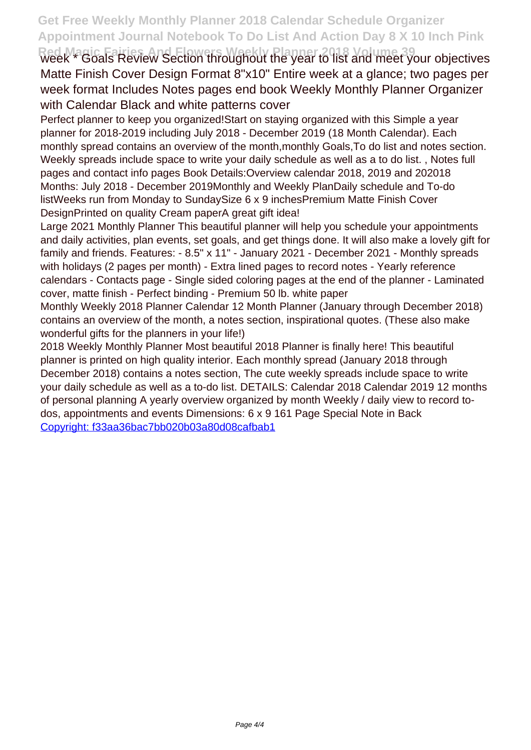week * Goals Review Section throughout the year to list and meet your objectives Matte Finish Cover Design Format 8"x10" Entire week at a glance; two pages per week format Includes Notes pages end book Weekly Monthly Planner Organizer with Calendar Black and white patterns cover

Perfect planner to keep you organized!Start on staying organized with this Simple a year planner for 2018-2019 including July 2018 - December 2019 (18 Month Calendar). Each monthly spread contains an overview of the month,monthly Goals,To do list and notes section. Weekly spreads include space to write your daily schedule as well as a to do list. , Notes full pages and contact info pages Book Details:Overview calendar 2018, 2019 and 202018 Months: July 2018 - December 2019Monthly and Weekly PlanDaily schedule and To-do listWeeks run from Monday to SundaySize 6 x 9 inchesPremium Matte Finish Cover DesignPrinted on quality Cream paperA great gift idea!

Large 2021 Monthly Planner This beautiful planner will help you schedule your appointments and daily activities, plan events, set goals, and get things done. It will also make a lovely gift for family and friends. Features: - 8.5" x 11" - January 2021 - December 2021 - Monthly spreads with holidays (2 pages per month) - Extra lined pages to record notes - Yearly reference calendars - Contacts page - Single sided coloring pages at the end of the planner - Laminated cover, matte finish - Perfect binding - Premium 50 lb. white paper

Monthly Weekly 2018 Planner Calendar 12 Month Planner (January through December 2018) contains an overview of the month, a notes section, inspirational quotes. (These also make wonderful gifts for the planners in your life!)

2018 Weekly Monthly Planner Most beautiful 2018 Planner is finally here! This beautiful planner is printed on high quality interior. Each monthly spread (January 2018 through December 2018) contains a notes section, The cute weekly spreads include space to write your daily schedule as well as a to-do list. DETAILS: Calendar 2018 Calendar 2019 12 months of personal planning A yearly overview organized by month Weekly / daily view to record to-dos, appointments and events Dimensions: 6 x 9 161 Page Special Note in Back

Copyright: f33aa36bac7bb020b03a80d08cafbab1